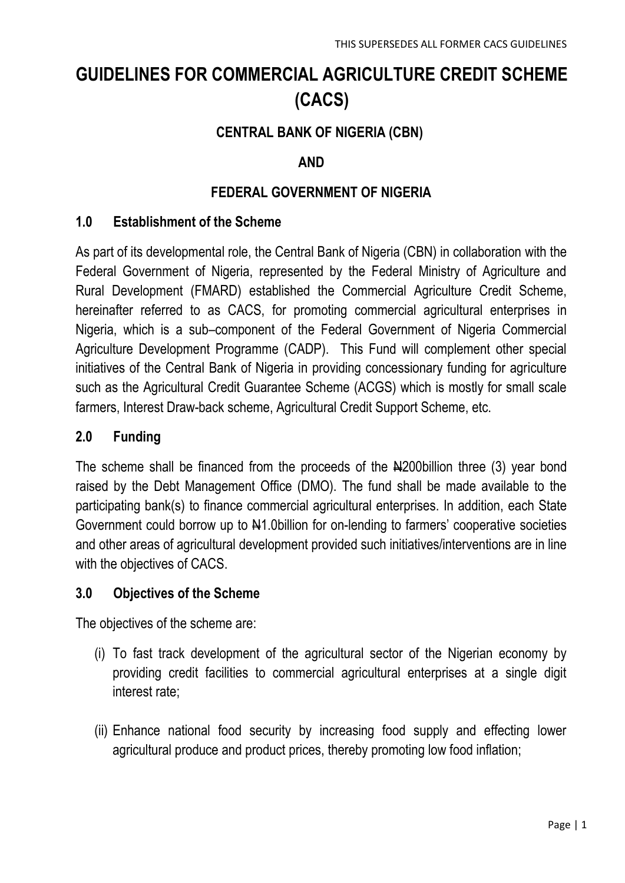THIS SUPERSEDES ALL FORMER CACS GUIDELINES

# GUIDELINES FOR COMMERCIAL AGRICULTURE CREDIT SCHEME (CACS)

### CENTRAL BANK OF NIGERIA (CBN)

### AND

### FEDERAL GOVERNMENT OF NIGERIA

## 1.0 Establishment of the Scheme

As part of its developmental role, the Central Bank of Nigeria (CBN) in collaboration with the Federal Government of Nigeria, represented by the Federal Ministry of Agriculture and Rural Development (FMARD) established the Commercial Agriculture Credit Scheme, hereinafter referred to as CACS, for promoting commercial agricultural enterprises in Nigeria, which is a sub–component of the Federal Government of Nigeria Commercial Agriculture Development Programme (CADP). This Fund will complement other special initiatives of the Central Bank of Nigeria in providing concessionary funding for agriculture such as the Agricultural Credit Guarantee Scheme (ACGS) which is mostly for small scale farmers, Interest Draw-back scheme, Agricultural Credit Support Scheme, etc.

## 2.0 Funding

The scheme shall be financed from the proceeds of the ₦200billion three (3) year bond raised by the Debt Management Office (DMO). The fund shall be made available to the participating bank(s) to finance commercial agricultural enterprises. In addition, each State Government could borrow up to ₦1.0billion for on-lending to farmers' cooperative societies and other areas of agricultural development provided such initiatives/interventions are in line with the objectives of CACS.

## 3.0 Objectives of the Scheme

The objectives of the scheme are:

(i) To fast track development of the agricultural sector of the Nigerian economy by providing credit facilities to commercial agricultural enterprises at a single digit interest rate;

(ii) Enhance national food security by increasing food supply and effecting lower agricultural produce and product prices, thereby promoting low food inflation;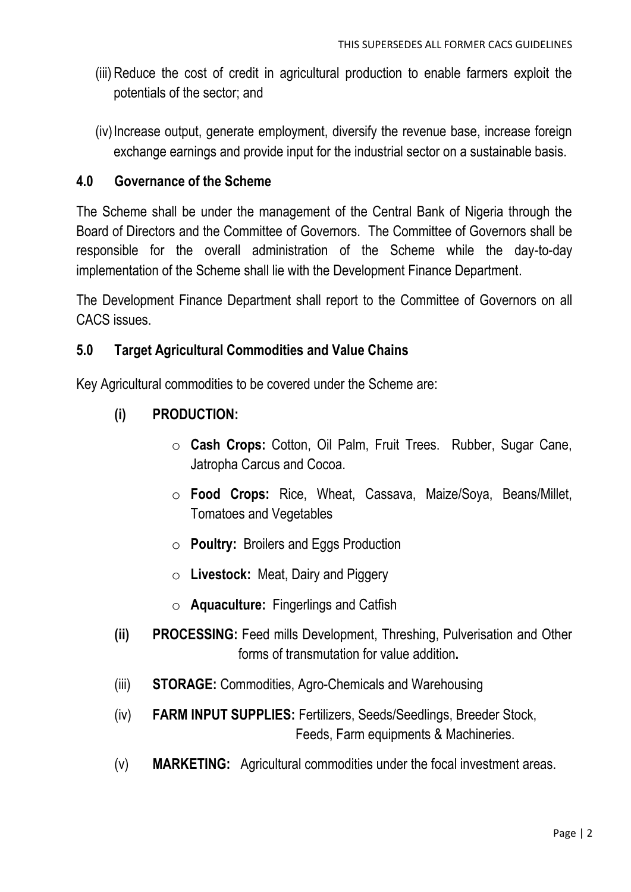(iii) Reduce the cost of credit in agricultural production to enable farmers exploit the potentials of the sector; and

(iv) Increase output, generate employment, diversify the revenue base, increase foreign exchange earnings and provide input for the industrial sector on a sustainable basis.

## 4.0 Governance of the Scheme

The Scheme shall be under the management of the Central Bank of Nigeria through the Board of Directors and the Committee of Governors. The Committee of Governors shall be responsible for the overall administration of the Scheme while the day-to-day implementation of the Scheme shall lie with the Development Finance Department.

The Development Finance Department shall report to the Committee of Governors on all CACS issues.

## 5.0 Target Agricultural Commodities and Value Chains

Key Agricultural commodities to be covered under the Scheme are:

**(i) PRODUCTION:**

- **Cash Crops:** Cotton, Oil Palm, Fruit Trees. Rubber, Sugar Cane, Jatropha Carcus and Cocoa.
- **Food Crops:** Rice, Wheat, Cassava, Maize/Soya, Beans/Millet, Tomatoes and Vegetables
- **Poultry:** Broilers and Eggs Production
- **Livestock:** Meat, Dairy and Piggery
- **Aquaculture:** Fingerlings and Catfish

**(ii) PROCESSING:** Feed mills Development, Threshing, Pulverisation and Other forms of transmutation for value addition**.**

(iii) **STORAGE:** Commodities, Agro-Chemicals and Warehousing

(iv) **FARM INPUT SUPPLIES:** Fertilizers, Seeds/Seedlings, Breeder Stock, Feeds, Farm equipments & Machineries.

(v) **MARKETING:** Agricultural commodities under the focal investment areas.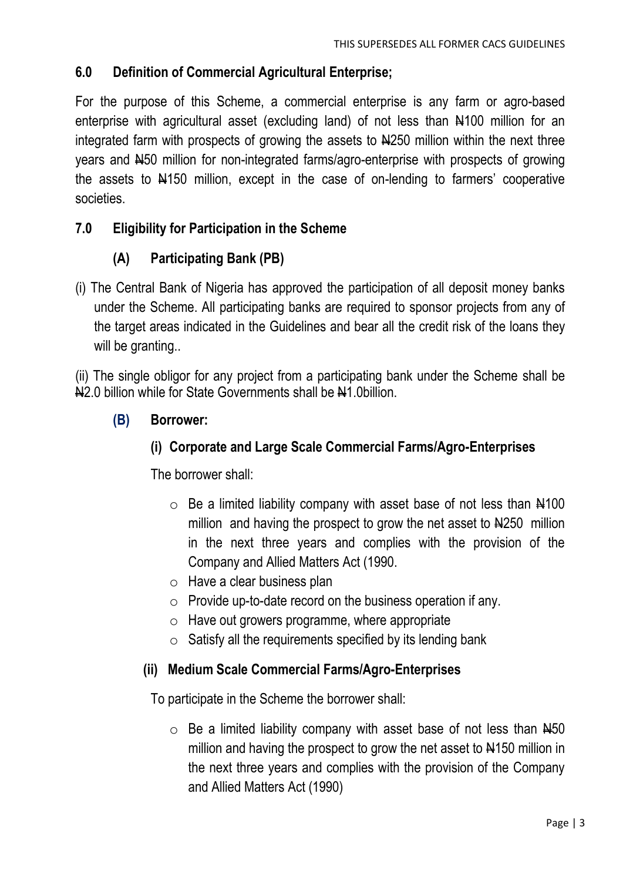## 6.0 Definition of Commercial Agricultural Enterprise;

For the purpose of this Scheme, a commercial enterprise is any farm or agro-based enterprise with agricultural asset (excluding land) of not less than ₦100 million for an integrated farm with prospects of growing the assets to ₦250 million within the next three years and ₦50 million for non-integrated farms/agro-enterprise with prospects of growing the assets to ₦150 million, except in the case of on-lending to farmers' cooperative societies.

## 7.0 Eligibility for Participation in the Scheme

### (A) Participating Bank (PB)

(i) The Central Bank of Nigeria has approved the participation of all deposit money banks under the Scheme. All participating banks are required to sponsor projects from any of the target areas indicated in the Guidelines and bear all the credit risk of the loans they will be granting..

(ii) The single obligor for any project from a participating bank under the Scheme shall be ₦2.0 billion while for State Governments shall be ₦1.0billion.

### (B) Borrower:

#### (i) Corporate and Large Scale Commercial Farms/Agro-Enterprises

The borrower shall:

- Be a limited liability company with asset base of not less than ₦100 million and having the prospect to grow the net asset to ₦250 million in the next three years and complies with the provision of the Company and Allied Matters Act (1990.
- Have a clear business plan
- Provide up-to-date record on the business operation if any.
- Have out growers programme, where appropriate
- Satisfy all the requirements specified by its lending bank

#### (ii) Medium Scale Commercial Farms/Agro-Enterprises

To participate in the Scheme the borrower shall:

- Be a limited liability company with asset base of not less than ₦50 million and having the prospect to grow the net asset to ₦150 million in the next three years and complies with the provision of the Company and Allied Matters Act (1990)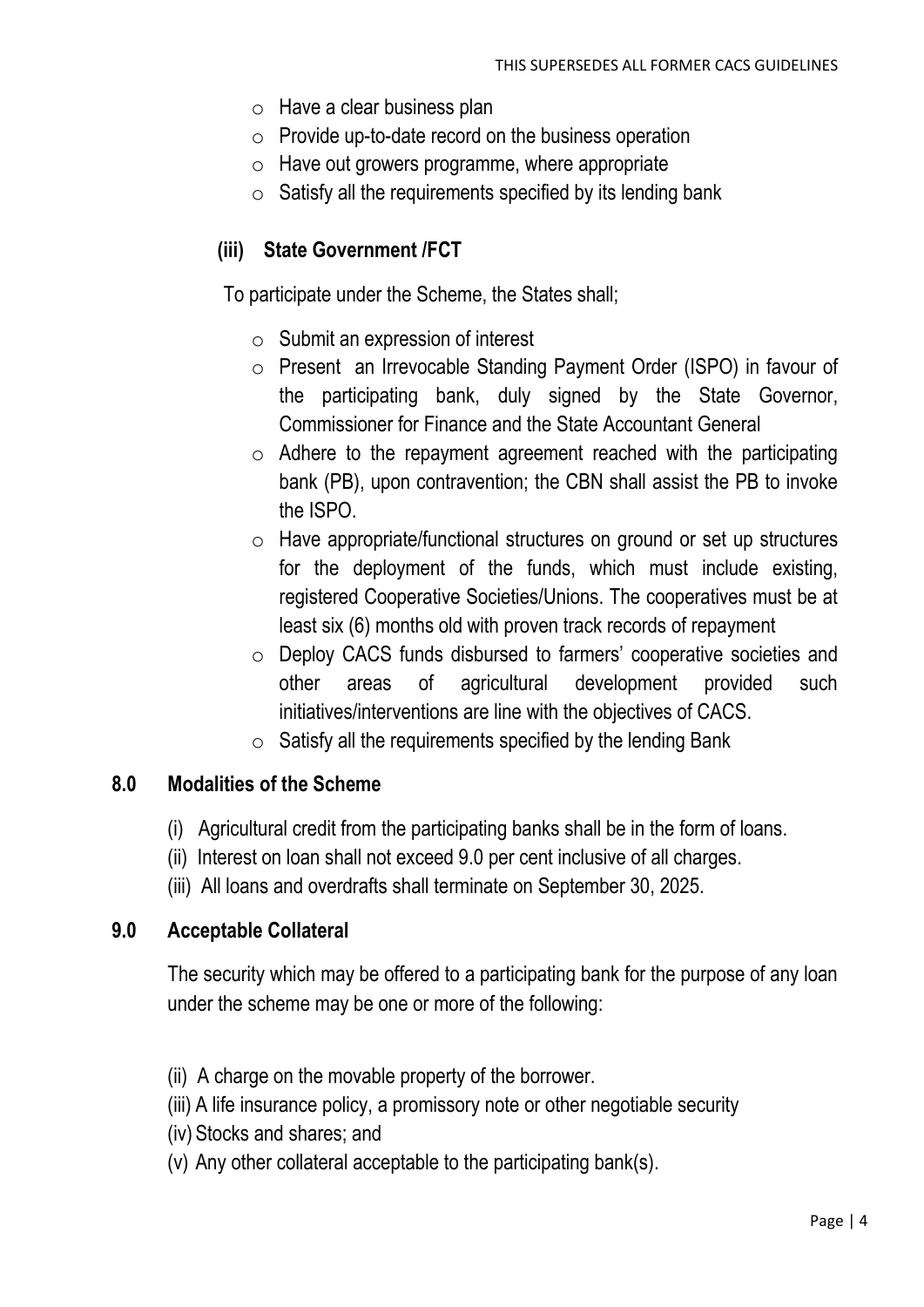- Have a clear business plan
- Provide up-to-date record on the business operation
- Have out growers programme, where appropriate
- Satisfy all the requirements specified by its lending bank

### (iii) State Government /FCT

To participate under the Scheme, the States shall;

- Submit an expression of interest
- Present an Irrevocable Standing Payment Order (ISPO) in favour of the participating bank, duly signed by the State Governor, Commissioner for Finance and the State Accountant General
- Adhere to the repayment agreement reached with the participating bank (PB), upon contravention; the CBN shall assist the PB to invoke the ISPO.
- Have appropriate/functional structures on ground or set up structures for the deployment of the funds, which must include existing, registered Cooperative Societies/Unions. The cooperatives must be at least six (6) months old with proven track records of repayment
- Deploy CACS funds disbursed to farmers' cooperative societies and other areas of agricultural development provided such initiatives/interventions are line with the objectives of CACS.
- Satisfy all the requirements specified by the lending Bank

## 8.0 Modalities of the Scheme

(i) Agricultural credit from the participating banks shall be in the form of loans.
(ii) Interest on loan shall not exceed 9.0 per cent inclusive of all charges.
(iii) All loans and overdrafts shall terminate on September 30, 2025.

## 9.0 Acceptable Collateral

The security which may be offered to a participating bank for the purpose of any loan under the scheme may be one or more of the following:

(ii) A charge on the movable property of the borrower.
(iii) A life insurance policy, a promissory note or other negotiable security
(iv) Stocks and shares; and
(v) Any other collateral acceptable to the participating bank(s).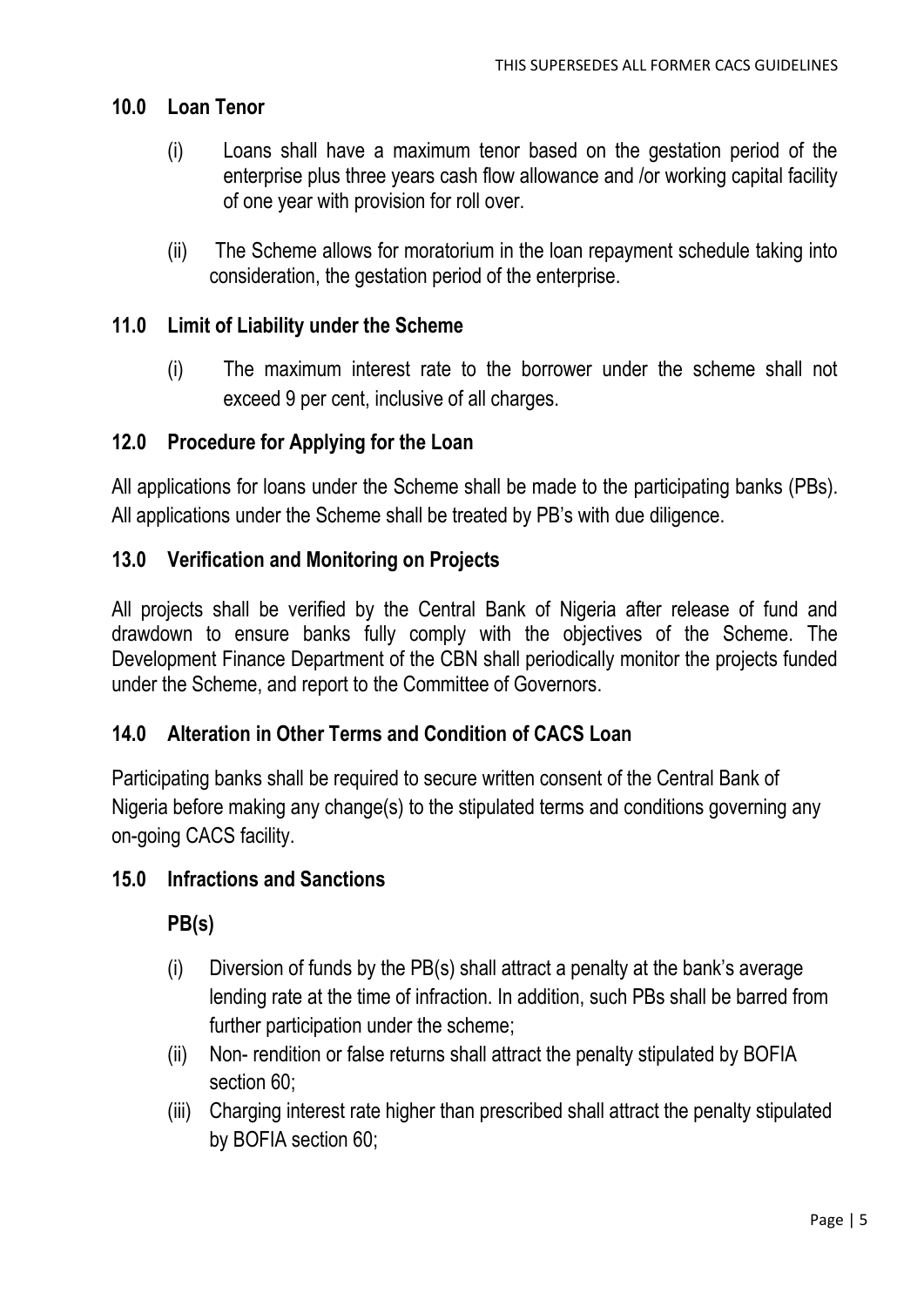## 10.0 Loan Tenor

(i) Loans shall have a maximum tenor based on the gestation period of the enterprise plus three years cash flow allowance and /or working capital facility of one year with provision for roll over.

(ii) The Scheme allows for moratorium in the loan repayment schedule taking into consideration, the gestation period of the enterprise.

## 11.0 Limit of Liability under the Scheme

(i) The maximum interest rate to the borrower under the scheme shall not exceed 9 per cent, inclusive of all charges.

## 12.0 Procedure for Applying for the Loan

All applications for loans under the Scheme shall be made to the participating banks (PBs). All applications under the Scheme shall be treated by PB's with due diligence.

## 13.0 Verification and Monitoring on Projects

All projects shall be verified by the Central Bank of Nigeria after release of fund and drawdown to ensure banks fully comply with the objectives of the Scheme. The Development Finance Department of the CBN shall periodically monitor the projects funded under the Scheme, and report to the Committee of Governors.

## 14.0 Alteration in Other Terms and Condition of CACS Loan

Participating banks shall be required to secure written consent of the Central Bank of Nigeria before making any change(s) to the stipulated terms and conditions governing any on-going CACS facility.

## 15.0 Infractions and Sanctions

**PB(s)**

(i) Diversion of funds by the PB(s) shall attract a penalty at the bank's average lending rate at the time of infraction. In addition, such PBs shall be barred from further participation under the scheme;

(ii) Non- rendition or false returns shall attract the penalty stipulated by BOFIA section 60;

(iii) Charging interest rate higher than prescribed shall attract the penalty stipulated by BOFIA section 60;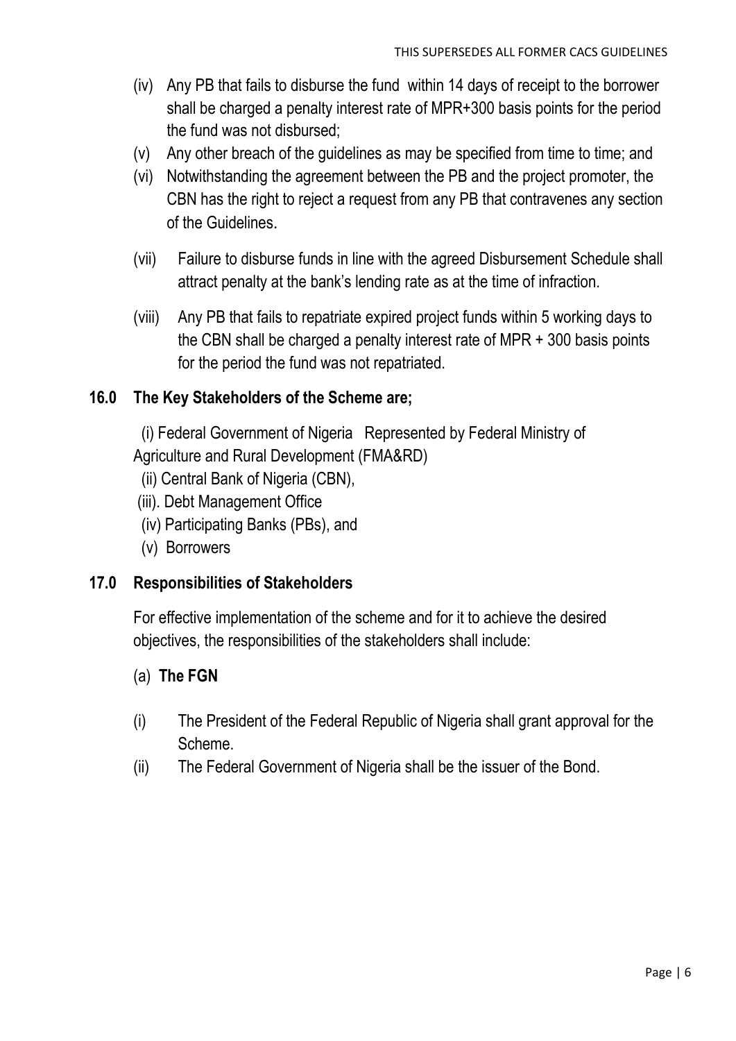(iv) Any PB that fails to disburse the fund within 14 days of receipt to the borrower shall be charged a penalty interest rate of MPR+300 basis points for the period the fund was not disbursed;

(v) Any other breach of the guidelines as may be specified from time to time; and

(vi) Notwithstanding the agreement between the PB and the project promoter, the CBN has the right to reject a request from any PB that contravenes any section of the Guidelines.

(vii) Failure to disburse funds in line with the agreed Disbursement Schedule shall attract penalty at the bank's lending rate as at the time of infraction.

(viii) Any PB that fails to repatriate expired project funds within 5 working days to the CBN shall be charged a penalty interest rate of MPR + 300 basis points for the period the fund was not repatriated.

## 16.0 The Key Stakeholders of the Scheme are;

(i) Federal Government of Nigeria Represented by Federal Ministry of Agriculture and Rural Development (FMA&RD)

(ii) Central Bank of Nigeria (CBN),

(iii). Debt Management Office

(iv) Participating Banks (PBs), and

(v) Borrowers

## 17.0 Responsibilities of Stakeholders

For effective implementation of the scheme and for it to achieve the desired objectives, the responsibilities of the stakeholders shall include:

(a) **The FGN**

(i) The President of the Federal Republic of Nigeria shall grant approval for the Scheme.

(ii) The Federal Government of Nigeria shall be the issuer of the Bond.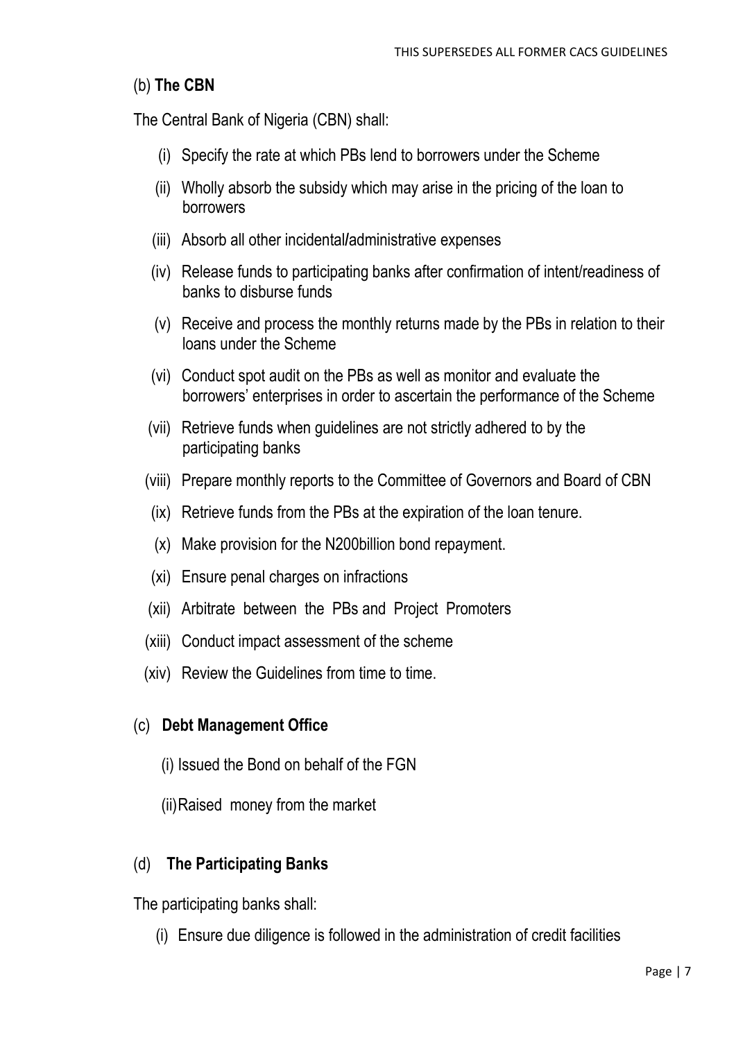(b) **The CBN**

The Central Bank of Nigeria (CBN) shall:

(i) Specify the rate at which PBs lend to borrowers under the Scheme

(ii) Wholly absorb the subsidy which may arise in the pricing of the loan to borrowers

(iii) Absorb all other incidental/administrative expenses

(iv) Release funds to participating banks after confirmation of intent/readiness of banks to disburse funds

(v) Receive and process the monthly returns made by the PBs in relation to their loans under the Scheme

(vi) Conduct spot audit on the PBs as well as monitor and evaluate the borrowers' enterprises in order to ascertain the performance of the Scheme

(vii) Retrieve funds when guidelines are not strictly adhered to by the participating banks

(viii) Prepare monthly reports to the Committee of Governors and Board of CBN

(ix) Retrieve funds from the PBs at the expiration of the loan tenure.

(x) Make provision for the N200billion bond repayment.

(xi) Ensure penal charges on infractions

(xii) Arbitrate between the PBs and Project Promoters

(xiii) Conduct impact assessment of the scheme

(xiv) Review the Guidelines from time to time.

(c) **Debt Management Office**

(i) Issued the Bond on behalf of the FGN

(ii) Raised money from the market

(d) **The Participating Banks**

The participating banks shall:

(i) Ensure due diligence is followed in the administration of credit facilities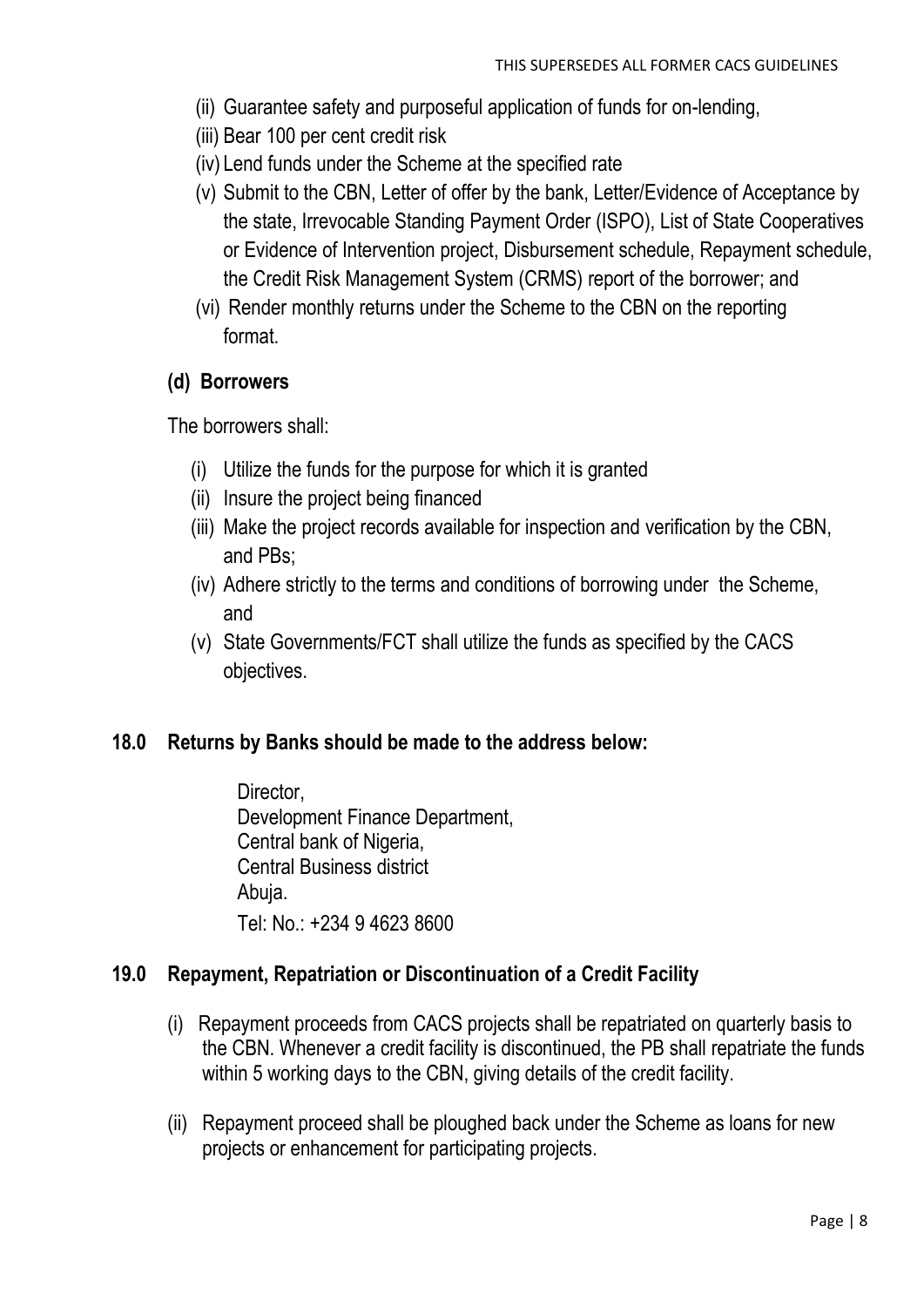(ii) Guarantee safety and purposeful application of funds for on-lending,

(iii) Bear 100 per cent credit risk

(iv) Lend funds under the Scheme at the specified rate

(v) Submit to the CBN, Letter of offer by the bank, Letter/Evidence of Acceptance by the state, Irrevocable Standing Payment Order (ISPO), List of State Cooperatives or Evidence of Intervention project, Disbursement schedule, Repayment schedule, the Credit Risk Management System (CRMS) report of the borrower; and

(vi) Render monthly returns under the Scheme to the CBN on the reporting format.

**(d) Borrowers**

The borrowers shall:

(i) Utilize the funds for the purpose for which it is granted

(ii) Insure the project being financed

(iii) Make the project records available for inspection and verification by the CBN, and PBs;

(iv) Adhere strictly to the terms and conditions of borrowing under the Scheme, and

(v) State Governments/FCT shall utilize the funds as specified by the CACS objectives.

## 18.0 Returns by Banks should be made to the address below:

Director,
Development Finance Department,
Central bank of Nigeria,
Central Business district
Abuja.
Tel: No.: +234 9 4623 8600

## 19.0 Repayment, Repatriation or Discontinuation of a Credit Facility

(i) Repayment proceeds from CACS projects shall be repatriated on quarterly basis to the CBN. Whenever a credit facility is discontinued, the PB shall repatriate the funds within 5 working days to the CBN, giving details of the credit facility.

(ii) Repayment proceed shall be ploughed back under the Scheme as loans for new projects or enhancement for participating projects.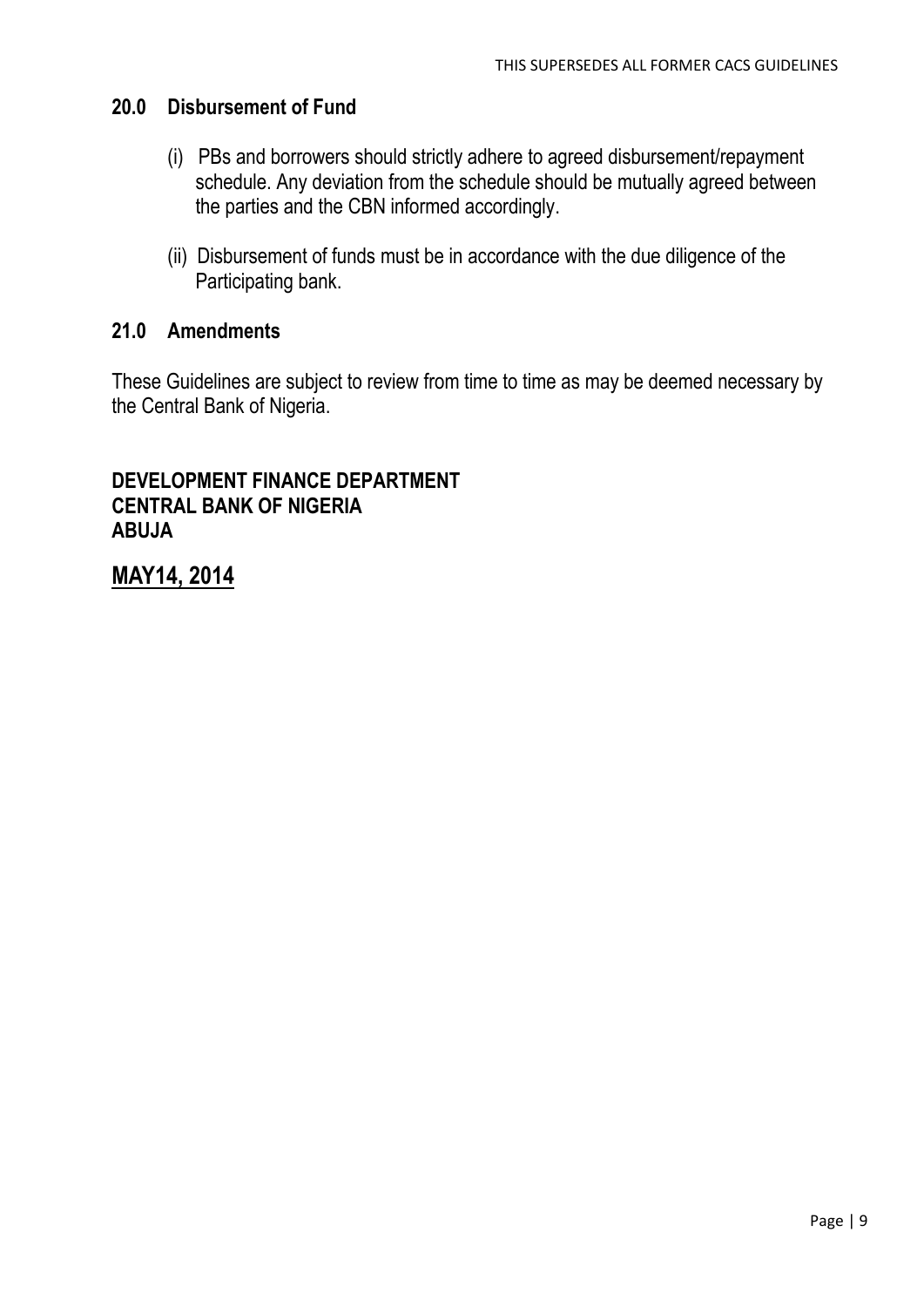## 20.0 Disbursement of Fund

(i) PBs and borrowers should strictly adhere to agreed disbursement/repayment schedule. Any deviation from the schedule should be mutually agreed between the parties and the CBN informed accordingly.

(ii) Disbursement of funds must be in accordance with the due diligence of the Participating bank.

## 21.0 Amendments

These Guidelines are subject to review from time to time as may be deemed necessary by the Central Bank of Nigeria.

**DEVELOPMENT FINANCE DEPARTMENT**
**CENTRAL BANK OF NIGERIA**
**ABUJA**

**MAY14, 2014**